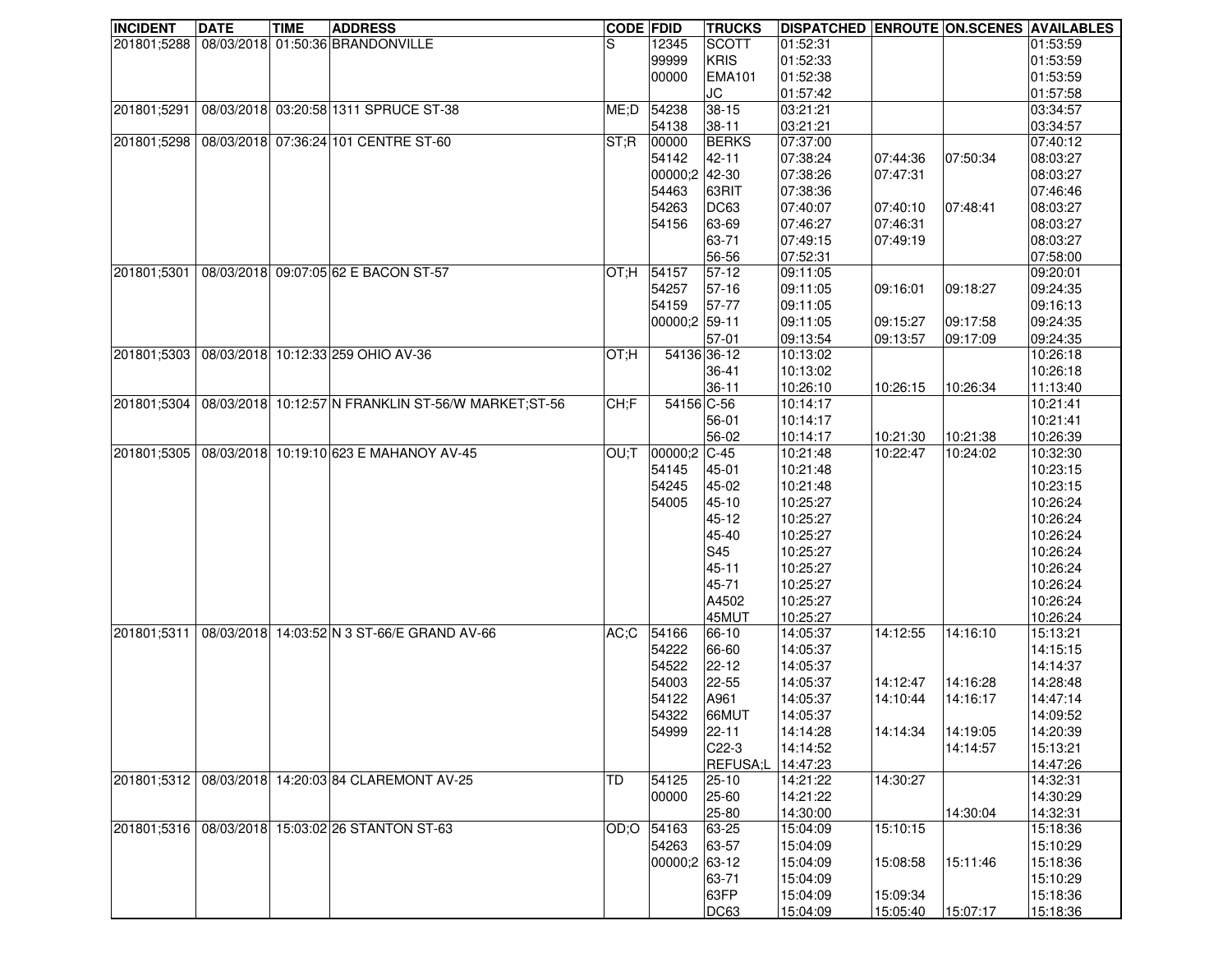| INCIDENT | DATE | TIME | ADDRESS | CODE | FDID | TRUCKS | DISPATCHED | ENROUTE | ON.SCENES | AVAILABLES |
|---|---|---|---|---|---|---|---|---|---|---|
| 201801;5288 | 08/03/2018 | 01:50:36 | BRANDONVILLE | S | 12345 | SCOTT | 01:52:31 | | | 01:53:59 |
| | | | | | 99999 | KRIS | 01:52:33 | | | 01:53:59 |
| | | | | | 00000 | EMA101 | 01:52:38 | | | 01:53:59 |
| | | | | | | JC | 01:57:42 | | | 01:57:58 |
| 201801;5291 | 08/03/2018 | 03:20:58 | 1311 SPRUCE ST-38 | ME;D | 54238 | 38-15 | 03:21:21 | | | 03:34:57 |
| | | | | | 54138 | 38-11 | 03:21:21 | | | 03:34:57 |
| 201801;5298 | 08/03/2018 | 07:36:24 | 101 CENTRE ST-60 | ST;R | 00000 | BERKS | 07:37:00 | | | 07:40:12 |
| | | | | | 54142 | 42-11 | 07:38:24 | 07:44:36 | 07:50:34 | 08:03:27 |
| | | | | | 00000;2 | 42-30 | 07:38:26 | 07:47:31 | | 08:03:27 |
| | | | | | 54463 | 63RIT | 07:38:36 | | | 07:46:46 |
| | | | | | 54263 | DC63 | 07:40:07 | 07:40:10 | 07:48:41 | 08:03:27 |
| | | | | | 54156 | 63-69 | 07:46:27 | 07:46:31 | | 08:03:27 |
| | | | | | | 63-71 | 07:49:15 | 07:49:19 | | 08:03:27 |
| | | | | | | 56-56 | 07:52:31 | | | 07:58:00 |
| 201801;5301 | 08/03/2018 | 09:07:05 | 62 E BACON ST-57 | OT;H | 54157 | 57-12 | 09:11:05 | | | 09:20:01 |
| | | | | | 54257 | 57-16 | 09:11:05 | 09:16:01 | 09:18:27 | 09:24:35 |
| | | | | | 54159 | 57-77 | 09:11:05 | | | 09:16:13 |
| | | | | | 00000;2 | 59-11 | 09:11:05 | 09:15:27 | 09:17:58 | 09:24:35 |
| | | | | | | 57-01 | 09:13:54 | 09:13:57 | 09:17:09 | 09:24:35 |
| 201801;5303 | 08/03/2018 | 10:12:33 | 259 OHIO AV-36 | OT;H | 54136 | 36-12 | 10:13:02 | | | 10:26:18 |
| | | | | | | 36-41 | 10:13:02 | | | 10:26:18 |
| | | | | | | 36-11 | 10:26:10 | 10:26:15 | 10:26:34 | 11:13:40 |
| 201801;5304 | 08/03/2018 | 10:12:57 | N FRANKLIN ST-56/W MARKET;ST-56 | CH;F | 54156 | C-56 | 10:14:17 | | | 10:21:41 |
| | | | | | | 56-01 | 10:14:17 | | | 10:21:41 |
| | | | | | | 56-02 | 10:14:17 | 10:21:30 | 10:21:38 | 10:26:39 |
| 201801;5305 | 08/03/2018 | 10:19:10 | 623 E MAHANOY AV-45 | OU;T | 00000;2 | C-45 | 10:21:48 | 10:22:47 | 10:24:02 | 10:32:30 |
| | | | | | 54145 | 45-01 | 10:21:48 | | | 10:23:15 |
| | | | | | 54245 | 45-02 | 10:21:48 | | | 10:23:15 |
| | | | | | 54005 | 45-10 | 10:25:27 | | | 10:26:24 |
| | | | | | | 45-12 | 10:25:27 | | | 10:26:24 |
| | | | | | | 45-40 | 10:25:27 | | | 10:26:24 |
| | | | | | | S45 | 10:25:27 | | | 10:26:24 |
| | | | | | | 45-11 | 10:25:27 | | | 10:26:24 |
| | | | | | | 45-71 | 10:25:27 | | | 10:26:24 |
| | | | | | | A4502 | 10:25:27 | | | 10:26:24 |
| | | | | | | 45MUT | 10:25:27 | | | 10:26:24 |
| 201801;5311 | 08/03/2018 | 14:03:52 | N 3 ST-66/E GRAND AV-66 | AC;C | 54166 | 66-10 | 14:05:37 | 14:12:55 | 14:16:10 | 15:13:21 |
| | | | | | 54222 | 66-60 | 14:05:37 | | | 14:15:15 |
| | | | | | 54522 | 22-12 | 14:05:37 | | | 14:14:37 |
| | | | | | 54003 | 22-55 | 14:05:37 | 14:12:47 | 14:16:28 | 14:28:48 |
| | | | | | 54122 | A961 | 14:05:37 | 14:10:44 | 14:16:17 | 14:47:14 |
| | | | | | 54322 | 66MUT | 14:05:37 | | | 14:09:52 |
| | | | | | 54999 | 22-11 | 14:14:28 | 14:14:34 | 14:19:05 | 14:20:39 |
| | | | | | | C22-3 | 14:14:52 | | 14:14:57 | 15:13:21 |
| | | | | | | REFUSA;L | 14:47:23 | | | 14:47:26 |
| 201801;5312 | 08/03/2018 | 14:20:03 | 84 CLAREMONT AV-25 | TD | 54125 | 25-10 | 14:21:22 | 14:30:27 | | 14:32:31 |
| | | | | | 00000 | 25-60 | 14:21:22 | | | 14:30:29 |
| | | | | | | 25-80 | 14:30:00 | | 14:30:04 | 14:32:31 |
| 201801;5316 | 08/03/2018 | 15:03:02 | 26 STANTON ST-63 | OD;O | 54163 | 63-25 | 15:04:09 | 15:10:15 | | 15:18:36 |
| | | | | | 54263 | 63-57 | 15:04:09 | | | 15:10:29 |
| | | | | | 00000;2 | 63-12 | 15:04:09 | 15:08:58 | 15:11:46 | 15:18:36 |
| | | | | | | 63-71 | 15:04:09 | | | 15:10:29 |
| | | | | | | 63FP | 15:04:09 | 15:09:34 | | 15:18:36 |
| | | | | | | DC63 | 15:04:09 | 15:05:40 | 15:07:17 | 15:18:36 |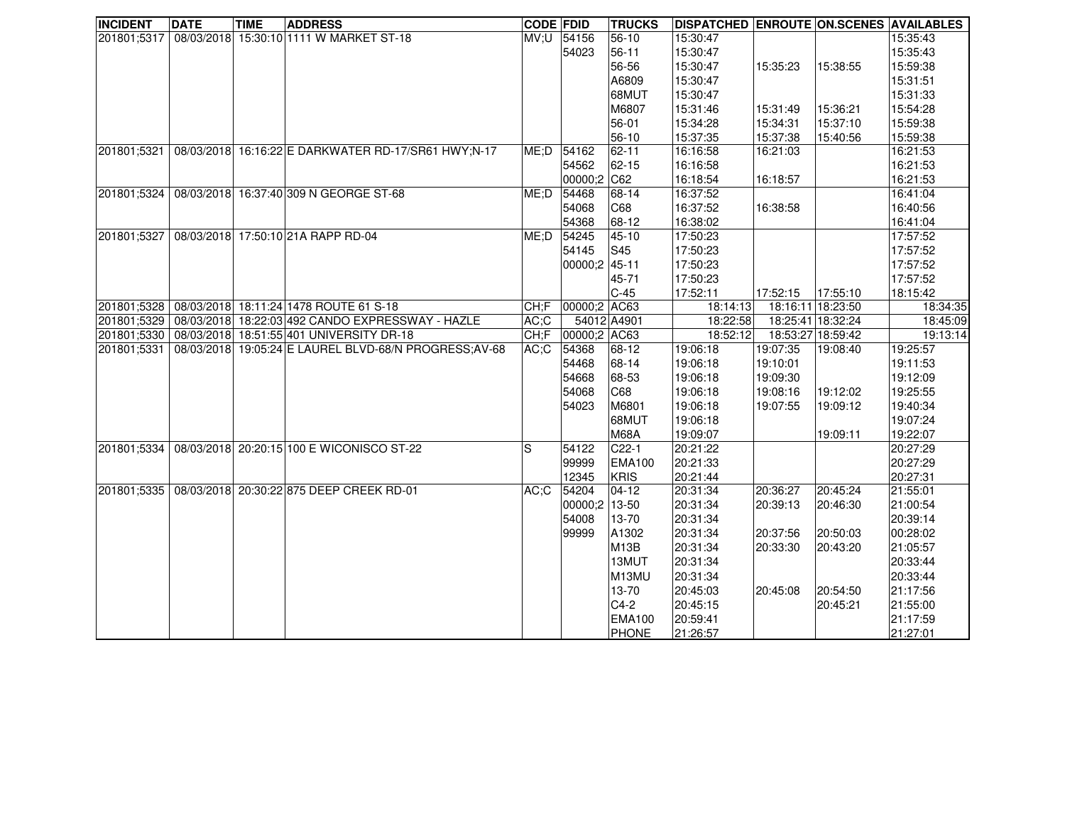| INCIDENT | DATE | TIME | ADDRESS | CODE | FDID | TRUCKS | DISPATCHED | ENROUTE | ON.SCENES | AVAILABLES |
|---|---|---|---|---|---|---|---|---|---|---|
| 201801;5317 | 08/03/2018 | 15:30:10 | 1111 W MARKET ST-18 | MV;U | 54156 | 56-10 | 15:30:47 | | | 15:35:43 |
| | | | | | 54023 | 56-11 | 15:30:47 | | | 15:35:43 |
| | | | | | | 56-56 | 15:30:47 | 15:35:23 | 15:38:55 | 15:59:38 |
| | | | | | | A6809 | 15:30:47 | | | 15:31:51 |
| | | | | | | 68MUT | 15:30:47 | | | 15:31:33 |
| | | | | | | M6807 | 15:31:46 | 15:31:49 | 15:36:21 | 15:54:28 |
| | | | | | | 56-01 | 15:34:28 | 15:34:31 | 15:37:10 | 15:59:38 |
| | | | | | | 56-10 | 15:37:35 | 15:37:38 | 15:40:56 | 15:59:38 |
| 201801;5321 | 08/03/2018 | 16:16:22 | E DARKWATER RD-17/SR61 HWY;N-17 | ME;D | 54162 | 62-11 | 16:16:58 | 16:21:03 | | 16:21:53 |
| | | | | | 54562 | 62-15 | 16:16:58 | | | 16:21:53 |
| | | | | | 00000;2 | C62 | 16:18:54 | 16:18:57 | | 16:21:53 |
| 201801;5324 | 08/03/2018 | 16:37:40 | 309 N GEORGE ST-68 | ME;D | 54468 | 68-14 | 16:37:52 | | | 16:41:04 |
| | | | | | 54068 | C68 | 16:37:52 | 16:38:58 | | 16:40:56 |
| | | | | | 54368 | 68-12 | 16:38:02 | | | 16:41:04 |
| 201801;5327 | 08/03/2018 | 17:50:10 | 21A RAPP RD-04 | ME;D | 54245 | 45-10 | 17:50:23 | | | 17:57:52 |
| | | | | | 54145 | S45 | 17:50:23 | | | 17:57:52 |
| | | | | | 00000;2 | 45-11 | 17:50:23 | | | 17:57:52 |
| | | | | | | 45-71 | 17:50:23 | | | 17:57:52 |
| | | | | | | C-45 | 17:52:11 | 17:52:15 | 17:55:10 | 18:15:42 |
| 201801;5328 | 08/03/2018 | 18:11:24 | 1478 ROUTE 61 S-18 | CH;F | 00000;2 | AC63 | 18:14:13 | 18:16:11 | 18:23:50 | 18:34:35 |
| 201801;5329 | 08/03/2018 | 18:22:03 | 492 CANDO EXPRESSWAY - HAZLE | AC;C | 54012 | A4901 | 18:22:58 | 18:25:41 | 18:32:24 | 18:45:09 |
| 201801;5330 | 08/03/2018 | 18:51:55 | 401 UNIVERSITY DR-18 | CH;F | 00000;2 | AC63 | 18:52:12 | 18:53:27 | 18:59:42 | 19:13:14 |
| 201801;5331 | 08/03/2018 | 19:05:24 | E LAUREL BLVD-68/N PROGRESS;AV-68 | AC;C | 54368 | 68-12 | 19:06:18 | 19:07:35 | 19:08:40 | 19:25:57 |
| | | | | | 54468 | 68-14 | 19:06:18 | 19:10:01 | | 19:11:53 |
| | | | | | 54668 | 68-53 | 19:06:18 | 19:09:30 | | 19:12:09 |
| | | | | | 54068 | C68 | 19:06:18 | 19:08:16 | 19:12:02 | 19:25:55 |
| | | | | | 54023 | M6801 | 19:06:18 | 19:07:55 | 19:09:12 | 19:40:34 |
| | | | | | | 68MUT | 19:06:18 | | | 19:07:24 |
| | | | | | | M68A | 19:09:07 | | 19:09:11 | 19:22:07 |
| 201801;5334 | 08/03/2018 | 20:20:15 | 100 E WICONISCO ST-22 | S | 54122 | C22-1 | 20:21:22 | | | 20:27:29 |
| | | | | | 99999 | EMA100 | 20:21:33 | | | 20:27:29 |
| | | | | | 12345 | KRIS | 20:21:44 | | | 20:27:31 |
| 201801;5335 | 08/03/2018 | 20:30:22 | 875 DEEP CREEK RD-01 | AC;C | 54204 | 04-12 | 20:31:34 | 20:36:27 | 20:45:24 | 21:55:01 |
| | | | | | 00000;2 | 13-50 | 20:31:34 | 20:39:13 | 20:46:30 | 21:00:54 |
| | | | | | 54008 | 13-70 | 20:31:34 | | | 20:39:14 |
| | | | | | 99999 | A1302 | 20:31:34 | 20:37:56 | 20:50:03 | 00:28:02 |
| | | | | | | M13B | 20:31:34 | 20:33:30 | 20:43:20 | 21:05:57 |
| | | | | | | 13MUT | 20:31:34 | | | 20:33:44 |
| | | | | | | M13MU | 20:31:34 | | | 20:33:44 |
| | | | | | | 13-70 | 20:45:03 | 20:45:08 | 20:54:50 | 21:17:56 |
| | | | | | | C4-2 | 20:45:15 | | 20:45:21 | 21:55:00 |
| | | | | | | EMA100 | 20:59:41 | | | 21:17:59 |
| | | | | | | PHONE | 21:26:57 | | | 21:27:01 |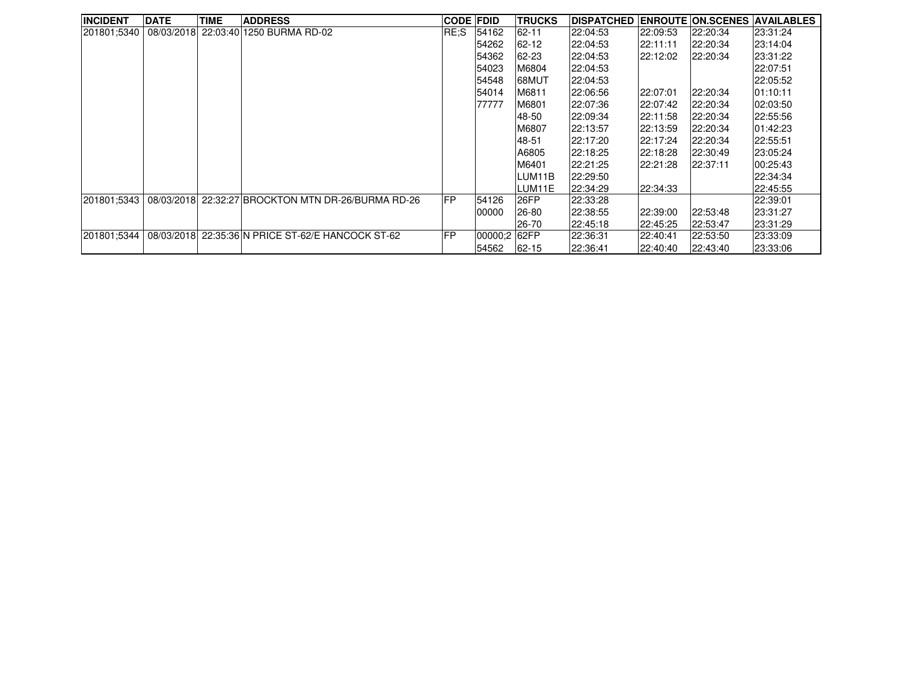| INCIDENT | DATE | TIME | ADDRESS | CODE | FDID | TRUCKS | DISPATCHED | ENROUTE | ON.SCENES | AVAILABLES |
|---|---|---|---|---|---|---|---|---|---|---|
| 201801;5340 | 08/03/2018 | 22:03:40 | 1250 BURMA RD-02 | RE;S | 54162 | 62-11 | 22:04:53 | 22:09:53 | 22:20:34 | 23:31:24 |
| | | | | | 54262 | 62-12 | 22:04:53 | 22:11:11 | 22:20:34 | 23:14:04 |
| | | | | | 54362 | 62-23 | 22:04:53 | 22:12:02 | 22:20:34 | 23:31:22 |
| | | | | | 54023 | M6804 | 22:04:53 | | | 22:07:51 |
| | | | | | 54548 | 68MUT | 22:04:53 | | | 22:05:52 |
| | | | | | 54014 | M6811 | 22:06:56 | 22:07:01 | 22:20:34 | 01:10:11 |
| | | | | | 77777 | M6801 | 22:07:36 | 22:07:42 | 22:20:34 | 02:03:50 |
| | | | | | | 48-50 | 22:09:34 | 22:11:58 | 22:20:34 | 22:55:56 |
| | | | | | | M6807 | 22:13:57 | 22:13:59 | 22:20:34 | 01:42:23 |
| | | | | | | 48-51 | 22:17:20 | 22:17:24 | 22:20:34 | 22:55:51 |
| | | | | | | A6805 | 22:18:25 | 22:18:28 | 22:30:49 | 23:05:24 |
| | | | | | | M6401 | 22:21:25 | 22:21:28 | 22:37:11 | 00:25:43 |
| | | | | | | LUM11B | 22:29:50 | | | 22:34:34 |
| | | | | | | LUM11E | 22:34:29 | 22:34:33 | | 22:45:55 |
| 201801;5343 | 08/03/2018 | 22:32:27 | BROCKTON MTN DR-26/BURMA RD-26 | FP | 54126 | 26FP | 22:33:28 | | | 22:39:01 |
| | | | | | 00000 | 26-80 | 22:38:55 | 22:39:00 | 22:53:48 | 23:31:27 |
| | | | | | | 26-70 | 22:45:18 | 22:45:25 | 22:53:47 | 23:31:29 |
| 201801;5344 | 08/03/2018 | 22:35:36 | N PRICE ST-62/E HANCOCK ST-62 | FP | 00000;2 | 62FP | 22:36:31 | 22:40:41 | 22:53:50 | 23:33:09 |
| | | | | | 54562 | 62-15 | 22:36:41 | 22:40:40 | 22:43:40 | 23:33:06 |